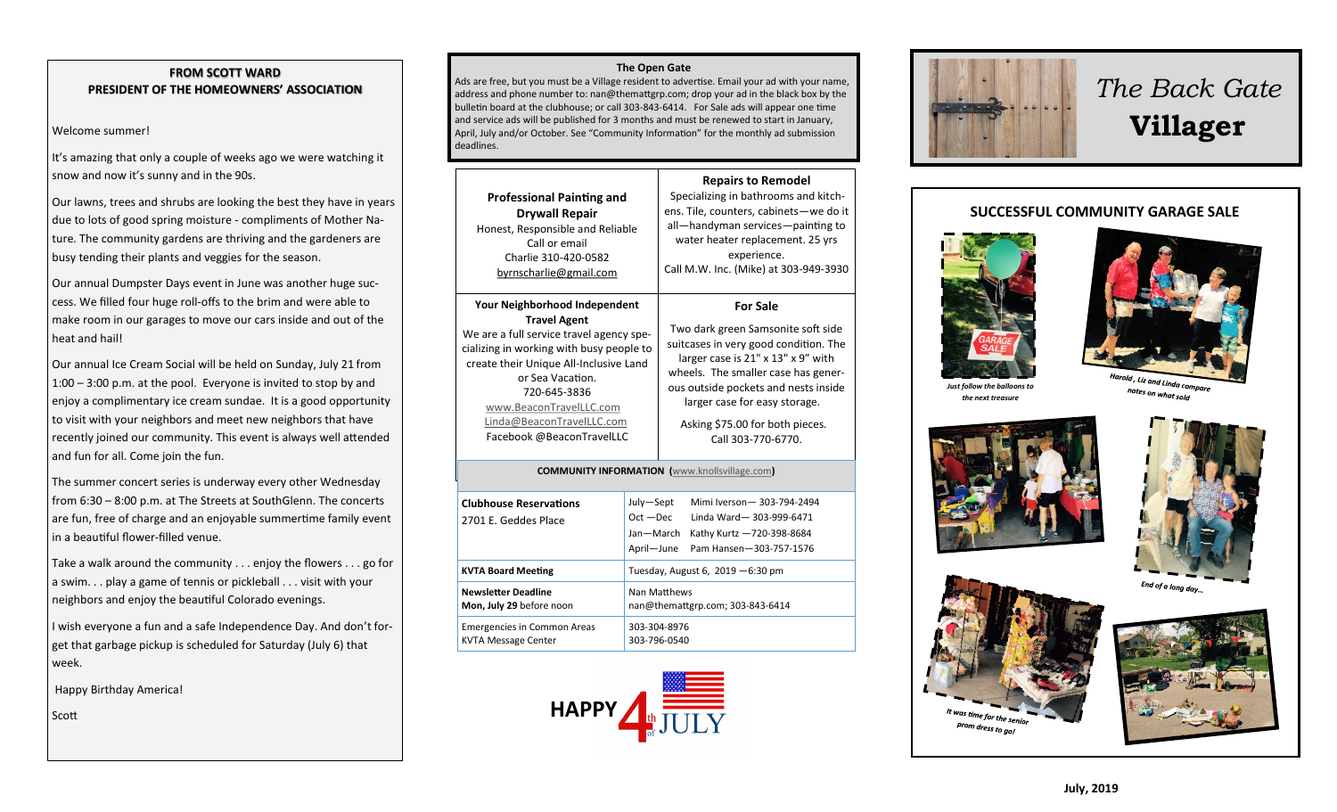# The Back Gate Villager

**July, 2019**

### FROM SCOTT WARD
### PRESIDENT OF THE HOMEOWNERS' ASSOCIATION

Welcome summer!

It's amazing that only a couple of weeks ago we were watching it snow and now it's sunny and in the 90s.

Our lawns, trees and shrubs are looking the best they have in years due to lots of good spring moisture - compliments of Mother Nature. The community gardens are thriving and the gardeners are busy tending their plants and veggies for the season.

Our annual Dumpster Days event in June was another huge success. We filled four huge roll-offs to the brim and were able to make room in our garages to move our cars inside and out of the heat and hail!

Our annual Ice Cream Social will be held on Sunday, July 21 from 1:00 – 3:00 p.m. at the pool. Everyone is invited to stop by and enjoy a complimentary ice cream sundae. It is a good opportunity to visit with your neighbors and meet new neighbors that have recently joined our community. This event is always well attended and fun for all. Come join the fun.

The summer concert series is underway every other Wednesday from 6:30 – 8:00 p.m. at The Streets at SouthGlenn. The concerts are fun, free of charge and an enjoyable summertime family event in a beautiful flower-filled venue.

Take a walk around the community . . . enjoy the flowers . . . go for a swim. . . play a game of tennis or pickleball . . . visit with your neighbors and enjoy the beautiful Colorado evenings.

I wish everyone a fun and a safe Independence Day. And don't forget that garbage pickup is scheduled for Saturday (July 6) that week.

Happy Birthday America!

Scott

### The Open Gate

Ads are free, but you must be a Village resident to advertise. Email your ad with your name, address and phone number to: nan@themattgrp.com; drop your ad in the black box by the bulletin board at the clubhouse; or call 303-843-6414. For Sale ads will appear one time and service ads will be published for 3 months and must be renewed to start in January, April, July and/or October. See "Community Information" for the monthly ad submission deadlines.

**Professional Painting and Drywall Repair**
Honest, Responsible and Reliable
Call or email
Charlie 310-420-0582
byrnscharlie@gmail.com

**Repairs to Remodel**
Specializing in bathrooms and kitchens. Tile, counters, cabinets—we do it all—handyman services—painting to water heater replacement. 25 yrs experience.
Call M.W. Inc. (Mike) at 303-949-3930

**Your Neighborhood Independent Travel Agent**
We are a full service travel agency specializing in working with busy people to create their Unique All-Inclusive Land or Sea Vacation.
720-645-3836
www.BeaconTravelLLC.com
Linda@BeaconTravelLLC.com
Facebook @BeaconTravelLLC

**For Sale**
Two dark green Samsonite soft side suitcases in very good condition. The larger case is 21" x 13" x 9" with wheels. The smaller case has generous outside pockets and nests inside larger case for easy storage.

Asking $75.00 for both pieces. Call 303-770-6770.

### COMMUNITY INFORMATION (www.knollsvillage.com)

| | |
|---|---|
| **Clubhouse Reservations** 2701 E. Geddes Place | July—Sept Mimi Iverson— 303-794-2494<br>Oct —Dec Linda Ward— 303-999-6471<br>Jan—March Kathy Kurtz —720-398-8684<br>April—June Pam Hansen—303-757-1576 |
| **KVTA Board Meeting** | Tuesday, August 6, 2019 —6:30 pm |
| **Newsletter Deadline** **Mon, July 29** before noon | Nan Matthews<br>nan@themattgrp.com; 303-843-6414 |
| Emergencies in Common Areas<br>KVTA Message Center | 303-304-8976<br>303-796-0540 |

HAPPY 4th of JULY

## SUCCESSFUL COMMUNITY GARAGE SALE

*Just follow the balloons to the next treasure*

*Harold , Liz and Linda compare notes on what sold*

*End of a long day...*

*It was time for the senior prom dress to go!*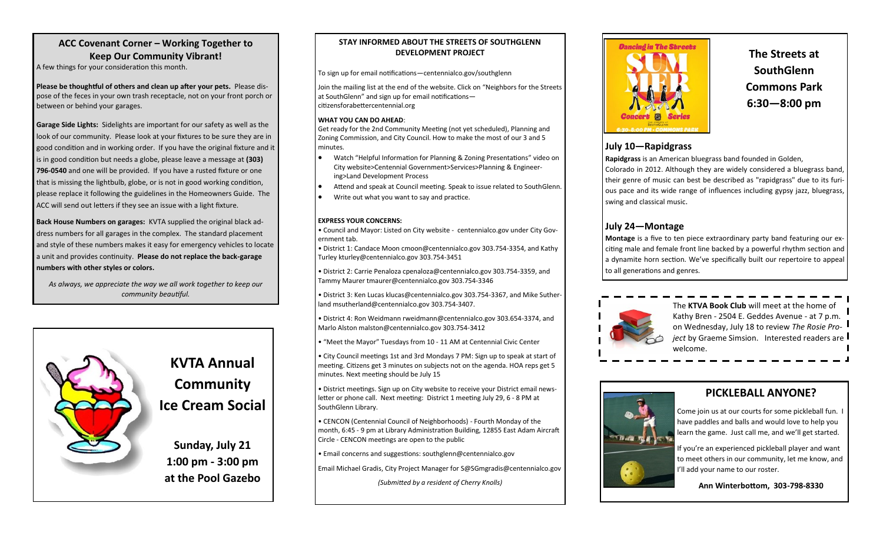## ACC Covenant Corner – Working Together to Keep Our Community Vibrant!

A few things for your consideration this month.

**Please be thoughtful of others and clean up after your pets.** Please dispose of the feces in your own trash receptacle, not on your front porch or between or behind your garages.

**Garage Side Lights:** Sidelights are important for our safety as well as the look of our community. Please look at your fixtures to be sure they are in good condition and in working order. If you have the original fixture and it is in good condition but needs a globe, please leave a message at **(303) 796-0540** and one will be provided. If you have a rusted fixture or one that is missing the lightbulb, globe, or is not in good working condition, please replace it following the guidelines in the Homeowners Guide. The ACC will send out letters if they see an issue with a light fixture.

**Back House Numbers on garages:** KVTA supplied the original black address numbers for all garages in the complex. The standard placement and style of these numbers makes it easy for emergency vehicles to locate a unit and provides continuity. **Please do not replace the back-garage numbers with other styles or colors.**

*As always, we appreciate the way we all work together to keep our community beautiful.*

## KVTA Annual Community Ice Cream Social

**Sunday, July 21**
**1:00 pm - 3:00 pm**
**at the Pool Gazebo**

## STAY INFORMED ABOUT THE STREETS OF SOUTHGLENN DEVELOPMENT PROJECT

To sign up for email notifications—centennialco.gov/southglenn

Join the mailing list at the end of the website. Click on "Neighbors for the Streets at SouthGlenn" and sign up for email notifications—citizensforabettercentennial.org

**WHAT YOU CAN DO AHEAD**:
Get ready for the 2nd Community Meeting (not yet scheduled), Planning and Zoning Commission, and City Council. How to make the most of our 3 and 5 minutes.

- Watch "Helpful Information for Planning & Zoning Presentations" video on City website>Centennial Government>Services>Planning & Engineering>Land Development Process
- Attend and speak at Council meeting. Speak to issue related to SouthGlenn.
- Write out what you want to say and practice.

**EXPRESS YOUR CONCERNS:**

• Council and Mayor: Listed on City website - centennialco.gov under City Government tab.

• District 1: Candace Moon cmoon@centennialco.gov 303.754-3354, and Kathy Turley kturley@centennialco.gov 303.754-3451

• District 2: Carrie Penaloza cpenaloza@centennialco.gov 303.754-3359, and Tammy Maurer tmaurer@centennialco.gov 303.754-3346

• District 3: Ken Lucas klucas@centennialco.gov 303.754-3367, and Mike Sutherland msutherland@centennialco.gov 303.754-3407.

• District 4: Ron Weidmann rweidmann@centennialco.gov 303.654-3374, and Marlo Alston malston@centennialco.gov 303.754-3412

• "Meet the Mayor" Tuesdays from 10 - 11 AM at Centennial Civic Center

• City Council meetings 1st and 3rd Mondays 7 PM: Sign up to speak at start of meeting. Citizens get 3 minutes on subjects not on the agenda. HOA reps get 5 minutes. Next meeting should be July 15

• District meetings. Sign up on City website to receive your District email newsletter or phone call. Next meeting: District 1 meeting July 29, 6 - 8 PM at SouthGlenn Library.

• CENCON (Centennial Council of Neighborhoods) - Fourth Monday of the month, 6:45 - 9 pm at Library Administration Building, 12855 East Adam Aircraft Circle - CENCON meetings are open to the public

• Email concerns and suggestions: southglenn@centennialco.gov

Email Michael Gradis, City Project Manager for S@SGmgradis@centennialco.gov

*(Submitted by a resident of Cherry Knolls)*

## The Streets at SouthGlenn Commons Park 6:30—8:00 pm

### July 10—Rapidgrass

**Rapidgrass** is an American bluegrass band founded in Golden, Colorado in 2012. Although they are widely considered a bluegrass band, their genre of music can best be described as "rapidgrass" due to its furious pace and its wide range of influences including gypsy jazz, bluegrass, swing and classical music.

### July 24—Montage

**Montage** is a five to ten piece extraordinary party band featuring our exciting male and female front line backed by a powerful rhythm section and a dynamite horn section. We've specifically built our repertoire to appeal to all generations and genres.

The **KTVA Book Club** will meet at the home of Kathy Bren - 2504 E. Geddes Avenue - at 7 p.m. on Wednesday, July 18 to review *The Rosie Project* by Graeme Simsion. Interested readers are welcome.

## PICKLEBALL ANYONE?

Come join us at our courts for some pickleball fun. I have paddles and balls and would love to help you learn the game. Just call me, and we'll get started.

If you're an experienced pickleball player and want to meet others in our community, let me know, and I'll add your name to our roster.

**Ann Winterbottom, 303-798-8330**